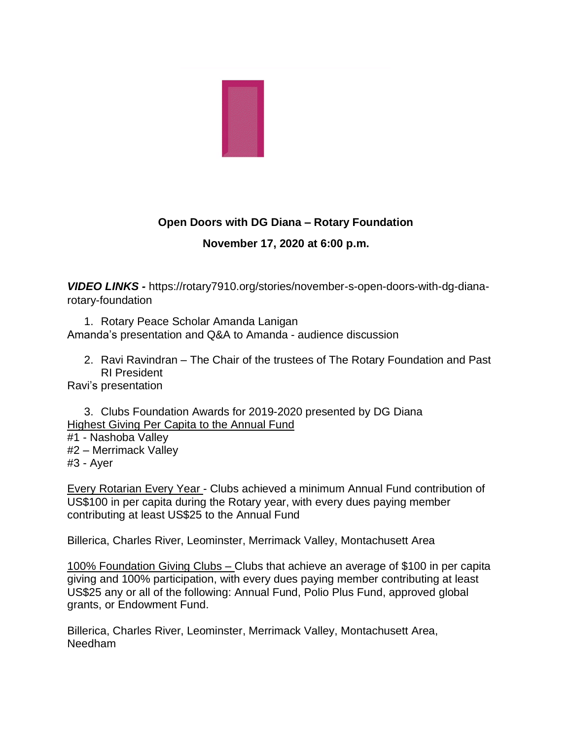**Open Doors with DG Diana – Rotary Foundation**

**November 17, 2020 at 6:00 p.m.**

***VIDEO LINKS -*** https://rotary7910.org/stories/november-s-open-doors-with-dg-diana-rotary-foundation

1. Rotary Peace Scholar Amanda Lanigan

Amanda's presentation and Q&A to Amanda - audience discussion

2. Ravi Ravindran – The Chair of the trustees of The Rotary Foundation and Past RI President

Ravi's presentation

3. Clubs Foundation Awards for 2019-2020 presented by DG Diana

<u>Highest Giving Per Capita to the Annual Fund</u>

#1 - Nashoba Valley
#2 – Merrimack Valley
#3 - Ayer

<u>Every Rotarian Every Year</u> - Clubs achieved a minimum Annual Fund contribution of US$100 in per capita during the Rotary year, with every dues paying member contributing at least US$25 to the Annual Fund

Billerica, Charles River, Leominster, Merrimack Valley, Montachusett Area

<u>100% Foundation Giving Clubs –</u> Clubs that achieve an average of $100 in per capita giving and 100% participation, with every dues paying member contributing at least US$25 any or all of the following: Annual Fund, Polio Plus Fund, approved global grants, or Endowment Fund.

Billerica, Charles River, Leominster, Merrimack Valley, Montachusett Area, Needham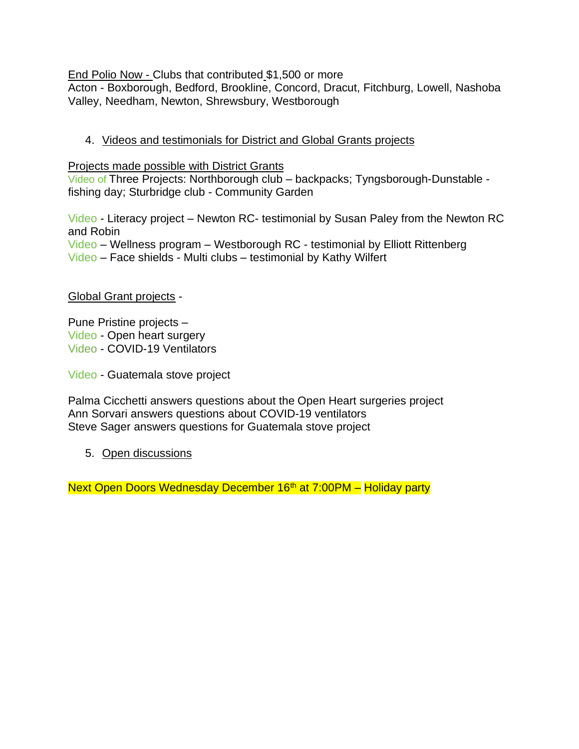End Polio Now - Clubs that contributed $1,500 or more
Acton - Boxborough, Bedford, Brookline, Concord, Dracut, Fitchburg, Lowell, Nashoba Valley, Needham, Newton, Shrewsbury, Westborough

4. Videos and testimonials for District and Global Grants projects

Projects made possible with District Grants
Video of Three Projects: Northborough club – backpacks; Tyngsborough-Dunstable - fishing day; Sturbridge club - Community Garden

Video - Literacy project – Newton RC- testimonial by Susan Paley from the Newton RC and Robin
Video – Wellness program – Westborough RC - testimonial by Elliott Rittenberg
Video – Face shields - Multi clubs – testimonial by Kathy Wilfert

Global Grant projects -

Pune Pristine projects –
Video - Open heart surgery
Video - COVID-19 Ventilators

Video - Guatemala stove project

Palma Cicchetti answers questions about the Open Heart surgeries project
Ann Sorvari answers questions about COVID-19 ventilators
Steve Sager answers questions for Guatemala stove project

5. Open discussions

Next Open Doors Wednesday December 16th at 7:00PM – Holiday party